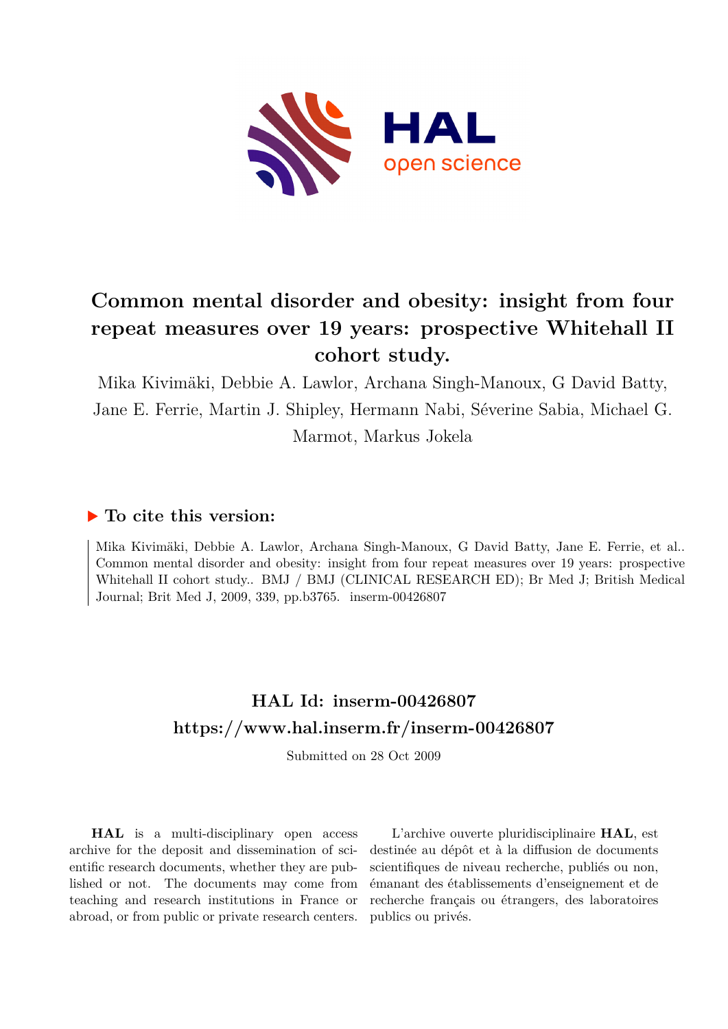# Common mental disorder and obesity: insight from four repeat measures over 19 years: prospective Whitehall II cohort study.

Mika Kivimäki, Debbie A. Lawlor, Archana Singh-Manoux, G David Batty, Jane E. Ferrie, Martin J. Shipley, Hermann Nabi, Séverine Sabia, Michael G. Marmot, Markus Jokela

## ▶ To cite this version:

Mika Kivimäki, Debbie A. Lawlor, Archana Singh-Manoux, G David Batty, Jane E. Ferrie, et al.. Common mental disorder and obesity: insight from four repeat measures over 19 years: prospective Whitehall II cohort study.. BMJ / BMJ (CLINICAL RESEARCH ED); Br Med J; British Medical Journal; Brit Med J, 2009, 339, pp.b3765. inserm-00426807

## HAL Id: inserm-00426807

## https://www.hal.inserm.fr/inserm-00426807

Submitted on 28 Oct 2009

**HAL** is a multi-disciplinary open access archive for the deposit and dissemination of scientific research documents, whether they are published or not. The documents may come from teaching and research institutions in France or abroad, or from public or private research centers.

L'archive ouverte pluridisciplinaire **HAL**, est destinée au dépôt et à la diffusion de documents scientifiques de niveau recherche, publiés ou non, émanant des établissements d'enseignement et de recherche français ou étrangers, des laboratoires publics ou privés.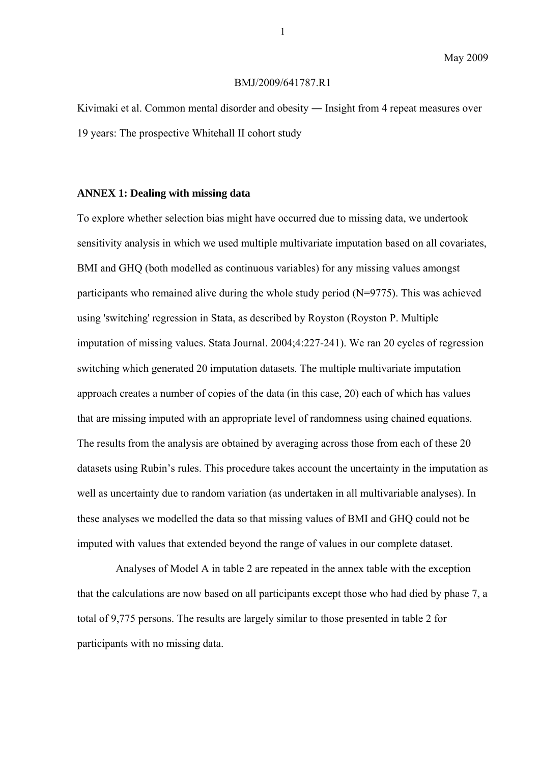May 2009

BMJ/2009/641787.R1

Kivimaki et al. Common mental disorder and obesity ― Insight from 4 repeat measures over 19 years: The prospective Whitehall II cohort study

**ANNEX 1: Dealing with missing data**

To explore whether selection bias might have occurred due to missing data, we undertook sensitivity analysis in which we used multiple multivariate imputation based on all covariates, BMI and GHQ (both modelled as continuous variables) for any missing values amongst participants who remained alive during the whole study period (N=9775). This was achieved using 'switching' regression in Stata, as described by Royston (Royston P. Multiple imputation of missing values. Stata Journal. 2004;4:227-241). We ran 20 cycles of regression switching which generated 20 imputation datasets. The multiple multivariate imputation approach creates a number of copies of the data (in this case, 20) each of which has values that are missing imputed with an appropriate level of randomness using chained equations. The results from the analysis are obtained by averaging across those from each of these 20 datasets using Rubin's rules. This procedure takes account the uncertainty in the imputation as well as uncertainty due to random variation (as undertaken in all multivariable analyses). In these analyses we modelled the data so that missing values of BMI and GHQ could not be imputed with values that extended beyond the range of values in our complete dataset.

Analyses of Model A in table 2 are repeated in the annex table with the exception that the calculations are now based on all participants except those who had died by phase 7, a total of 9,775 persons. The results are largely similar to those presented in table 2 for participants with no missing data.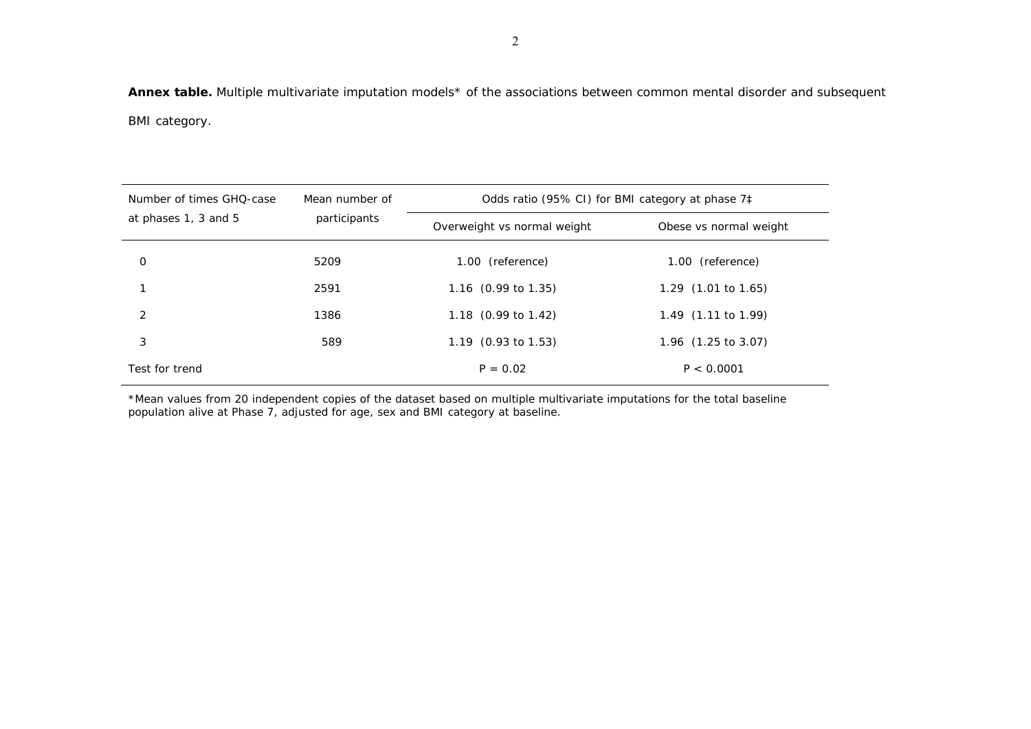**Annex table.** Multiple multivariate imputation models* of the associations between common mental disorder and subsequent BMI category.

| Number of times GHQ-case at phases 1, 3 and 5 | Mean number of participants | Odds ratio (95% CI) for BMI category at phase 7‡ | |
|---|---|---|---|
| | | Overweight vs normal weight | Obese vs normal weight |
| 0 | 5209 | 1.00 (reference) | 1.00 (reference) |
| 1 | 2591 | 1.16 (0.99 to 1.35) | 1.29 (1.01 to 1.65) |
| 2 | 1386 | 1.18 (0.99 to 1.42) | 1.49 (1.11 to 1.99) |
| 3 | 589 | 1.19 (0.93 to 1.53) | 1.96 (1.25 to 3.07) |
| Test for trend | | P = 0.02 | P < 0.0001 |

*Mean values from 20 independent copies of the dataset based on multiple multivariate imputations for the total baseline population alive at Phase 7, adjusted for age, sex and BMI category at baseline.